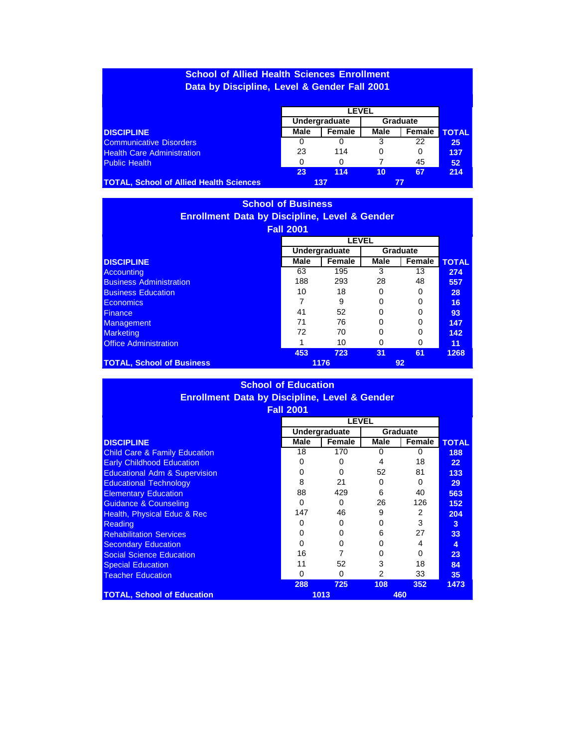## School of Allied Health Sciences Enrollment Data by Discipline, Level & Gender Fall 2001

| DISCIPLINE | Undergraduate | | Graduate | | TOTAL |
|---|---|---|---|---|---|
| | Male | Female | Male | Female | |
| Communicative Disorders | 0 | 0 | 3 | 22 | **25** |
| Health Care Administration | 23 | 114 | 0 | 0 | **137** |
| Public Health | 0 | 0 | 7 | 45 | **52** |
| | **23** | **114** | **10** | **67** | **214** |
| **TOTAL, School of Allied Health Sciences** | **137** | | **77** | | |

## School of Business Enrollment Data by Discipline, Level & Gender Fall 2001

| DISCIPLINE | Undergraduate | | Graduate | | TOTAL |
|---|---|---|---|---|---|
| | Male | Female | Male | Female | |
| Accounting | 63 | 195 | 3 | 13 | **274** |
| Business Administration | 188 | 293 | 28 | 48 | **557** |
| Business Education | 10 | 18 | 0 | 0 | **28** |
| Economics | 7 | 9 | 0 | 0 | **16** |
| Finance | 41 | 52 | 0 | 0 | **93** |
| Management | 71 | 76 | 0 | 0 | **147** |
| Marketing | 72 | 70 | 0 | 0 | **142** |
| Office Administration | 1 | 10 | 0 | 0 | **11** |
| | **453** | **723** | **31** | **61** | **1268** |
| **TOTAL, School of Business** | **1176** | | **92** | | |

## School of Education Enrollment Data by Discipline, Level & Gender Fall 2001

| DISCIPLINE | Undergraduate | | Graduate | | TOTAL |
|---|---|---|---|---|---|
| | Male | Female | Male | Female | |
| Child Care & Family Education | 18 | 170 | 0 | 0 | **188** |
| Early Childhood Education | 0 | 0 | 4 | 18 | **22** |
| Educational Adm & Supervision | 0 | 0 | 52 | 81 | **133** |
| Educational Technology | 8 | 21 | 0 | 0 | **29** |
| Elementary Education | 88 | 429 | 6 | 40 | **563** |
| Guidance & Counseling | 0 | 0 | 26 | 126 | **152** |
| Health, Physical Educ & Rec | 147 | 46 | 9 | 2 | **204** |
| Reading | 0 | 0 | 0 | 3 | **3** |
| Rehabilitation Services | 0 | 0 | 6 | 27 | **33** |
| Secondary Education | 0 | 0 | 0 | 4 | **4** |
| Social Science Education | 16 | 7 | 0 | 0 | **23** |
| Special Education | 11 | 52 | 3 | 18 | **84** |
| Teacher Education | 0 | 0 | 2 | 33 | **35** |
| | **288** | **725** | **108** | **352** | **1473** |
| **TOTAL, School of Education** | **1013** | | **460** | | |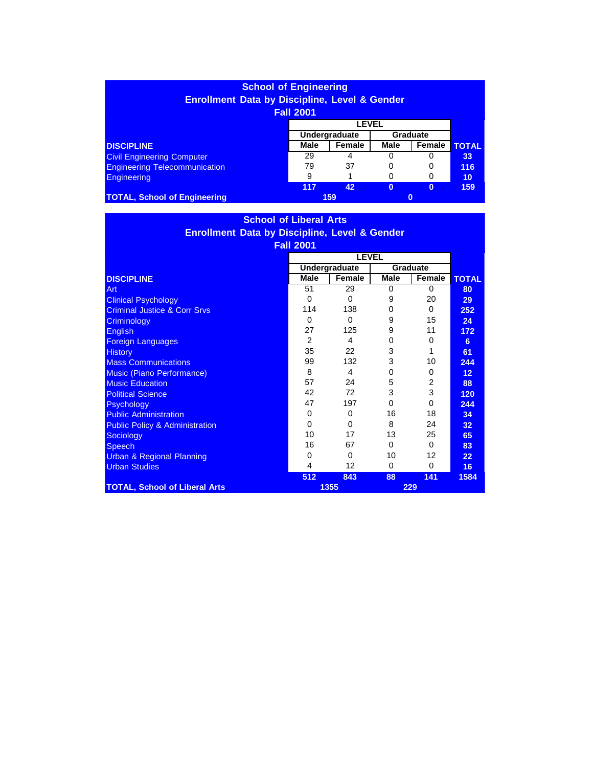## School of Engineering
## Enrollment Data by Discipline, Level & Gender
## Fall 2001

| DISCIPLINE | LEVEL | | | | TOTAL |
|---|---|---|---|---|---|
| | Undergraduate | | Graduate | | |
| | Male | Female | Male | Female | |
| Civil Engineering Computer | 29 | 4 | 0 | 0 | **33** |
| Engineering Telecommunication | 79 | 37 | 0 | 0 | **116** |
| Engineering | 9 | 1 | 0 | 0 | **10** |
| | **117** | **42** | **0** | **0** | **159** |
| **TOTAL, School of Engineering** | **159** | | **0** | | |

## School of Liberal Arts
## Enrollment Data by Discipline, Level & Gender
## Fall 2001

| DISCIPLINE | LEVEL | | | | TOTAL |
|---|---|---|---|---|---|
| | Undergraduate | | Graduate | | |
| | Male | Female | Male | Female | |
| Art | 51 | 29 | 0 | 0 | **80** |
| Clinical Psychology | 0 | 0 | 9 | 20 | **29** |
| Criminal Justice & Corr Srvs | 114 | 138 | 0 | 0 | **252** |
| Criminology | 0 | 0 | 9 | 15 | **24** |
| English | 27 | 125 | 9 | 11 | **172** |
| Foreign Languages | 2 | 4 | 0 | 0 | **6** |
| History | 35 | 22 | 3 | 1 | **61** |
| Mass Communications | 99 | 132 | 3 | 10 | **244** |
| Music (Piano Performance) | 8 | 4 | 0 | 0 | **12** |
| Music Education | 57 | 24 | 5 | 2 | **88** |
| Political Science | 42 | 72 | 3 | 3 | **120** |
| Psychology | 47 | 197 | 0 | 0 | **244** |
| Public Administration | 0 | 0 | 16 | 18 | **34** |
| Public Policy & Administration | 0 | 0 | 8 | 24 | **32** |
| Sociology | 10 | 17 | 13 | 25 | **65** |
| Speech | 16 | 67 | 0 | 0 | **83** |
| Urban & Regional Planning | 0 | 0 | 10 | 12 | **22** |
| Urban Studies | 4 | 12 | 0 | 0 | **16** |
| | **512** | **843** | **88** | **141** | **1584** |
| **TOTAL, School of Liberal Arts** | **1355** | | **229** | | |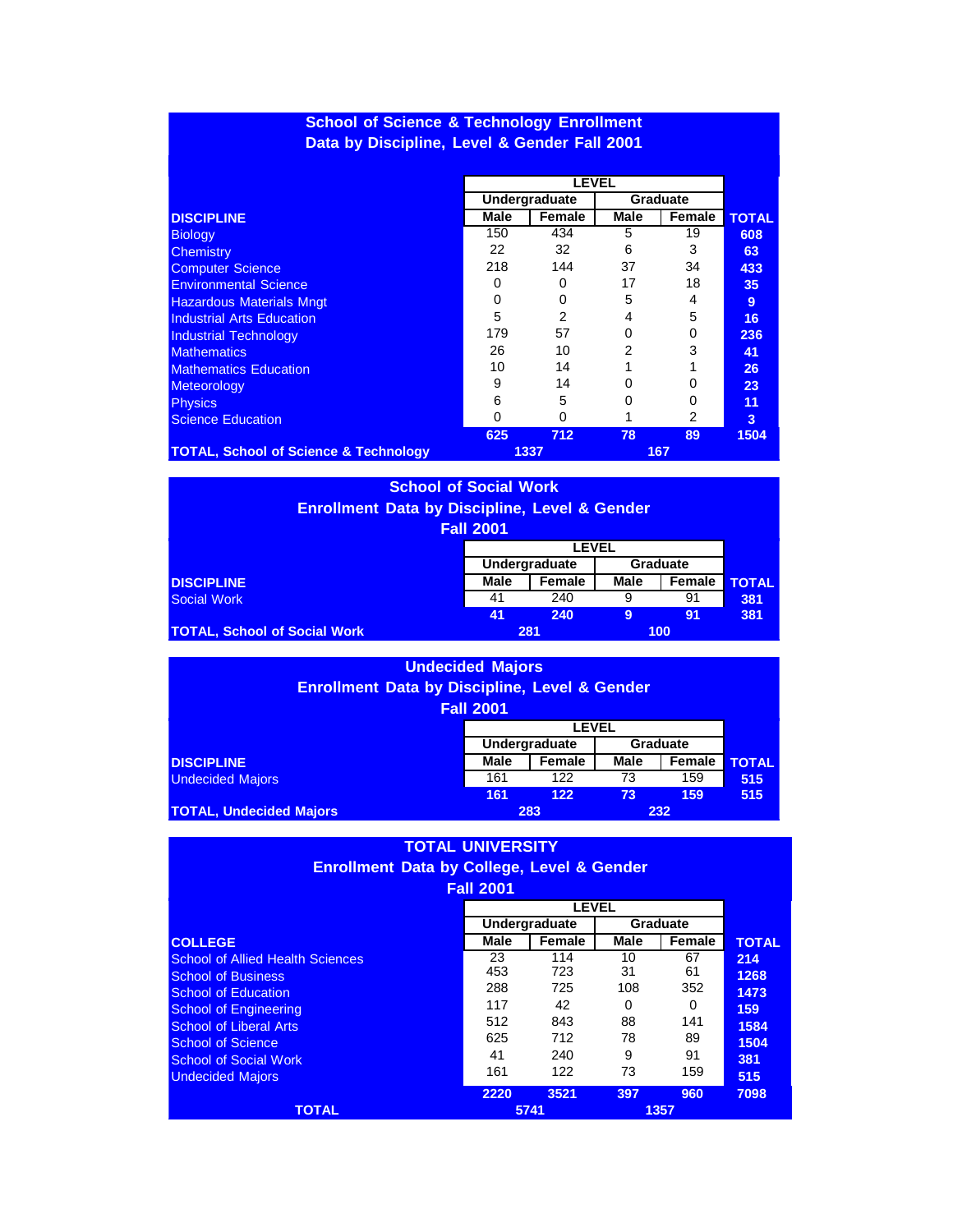## School of Science & Technology Enrollment
## Data by Discipline, Level & Gender Fall 2001

| | LEVEL | | | | |
|---|---|---|---|---|---|
| | Undergraduate | | Graduate | | |
| DISCIPLINE | Male | Female | Male | Female | TOTAL |
| Biology | 150 | 434 | 5 | 19 | 608 |
| Chemistry | 22 | 32 | 6 | 3 | 63 |
| Computer Science | 218 | 144 | 37 | 34 | 433 |
| Environmental Science | 0 | 0 | 17 | 18 | 35 |
| Hazardous Materials Mngt | 0 | 0 | 5 | 4 | 9 |
| Industrial Arts Education | 5 | 2 | 4 | 5 | 16 |
| Industrial Technology | 179 | 57 | 0 | 0 | 236 |
| Mathematics | 26 | 10 | 2 | 3 | 41 |
| Mathematics Education | 10 | 14 | 1 | 1 | 26 |
| Meteorology | 9 | 14 | 0 | 0 | 23 |
| Physics | 6 | 5 | 0 | 0 | 11 |
| Science Education | 0 | 0 | 1 | 2 | 3 |
| | 625 | 712 | 78 | 89 | 1504 |
| TOTAL, School of Science & Technology | 1337 | | 167 | | |

## School of Social Work
## Enrollment Data by Discipline, Level & Gender
## Fall 2001

| | LEVEL | | | | |
|---|---|---|---|---|---|
| | Undergraduate | | Graduate | | |
| DISCIPLINE | Male | Female | Male | Female | TOTAL |
| Social Work | 41 | 240 | 9 | 91 | 381 |
| | 41 | 240 | 9 | 91 | 381 |
| TOTAL, School of Social Work | 281 | | 100 | | |

## Undecided Majors
## Enrollment Data by Discipline, Level & Gender
## Fall 2001

| | LEVEL | | | | |
|---|---|---|---|---|---|
| | Undergraduate | | Graduate | | |
| DISCIPLINE | Male | Female | Male | Female | TOTAL |
| Undecided Majors | 161 | 122 | 73 | 159 | 515 |
| | 161 | 122 | 73 | 159 | 515 |
| TOTAL, Undecided Majors | 283 | | 232 | | |

## TOTAL UNIVERSITY
## Enrollment Data by College, Level & Gender
## Fall 2001

| | LEVEL | | | | |
|---|---|---|---|---|---|
| | Undergraduate | | Graduate | | |
| COLLEGE | Male | Female | Male | Female | TOTAL |
| School of Allied Health Sciences | 23 | 114 | 10 | 67 | 214 |
| School of Business | 453 | 723 | 31 | 61 | 1268 |
| School of Education | 288 | 725 | 108 | 352 | 1473 |
| School of Engineering | 117 | 42 | 0 | 0 | 159 |
| School of Liberal Arts | 512 | 843 | 88 | 141 | 1584 |
| School of Science | 625 | 712 | 78 | 89 | 1504 |
| School of Social Work | 41 | 240 | 9 | 91 | 381 |
| Undecided Majors | 161 | 122 | 73 | 159 | 515 |
| | 2220 | 3521 | 397 | 960 | 7098 |
| TOTAL | 5741 | | 1357 | | |